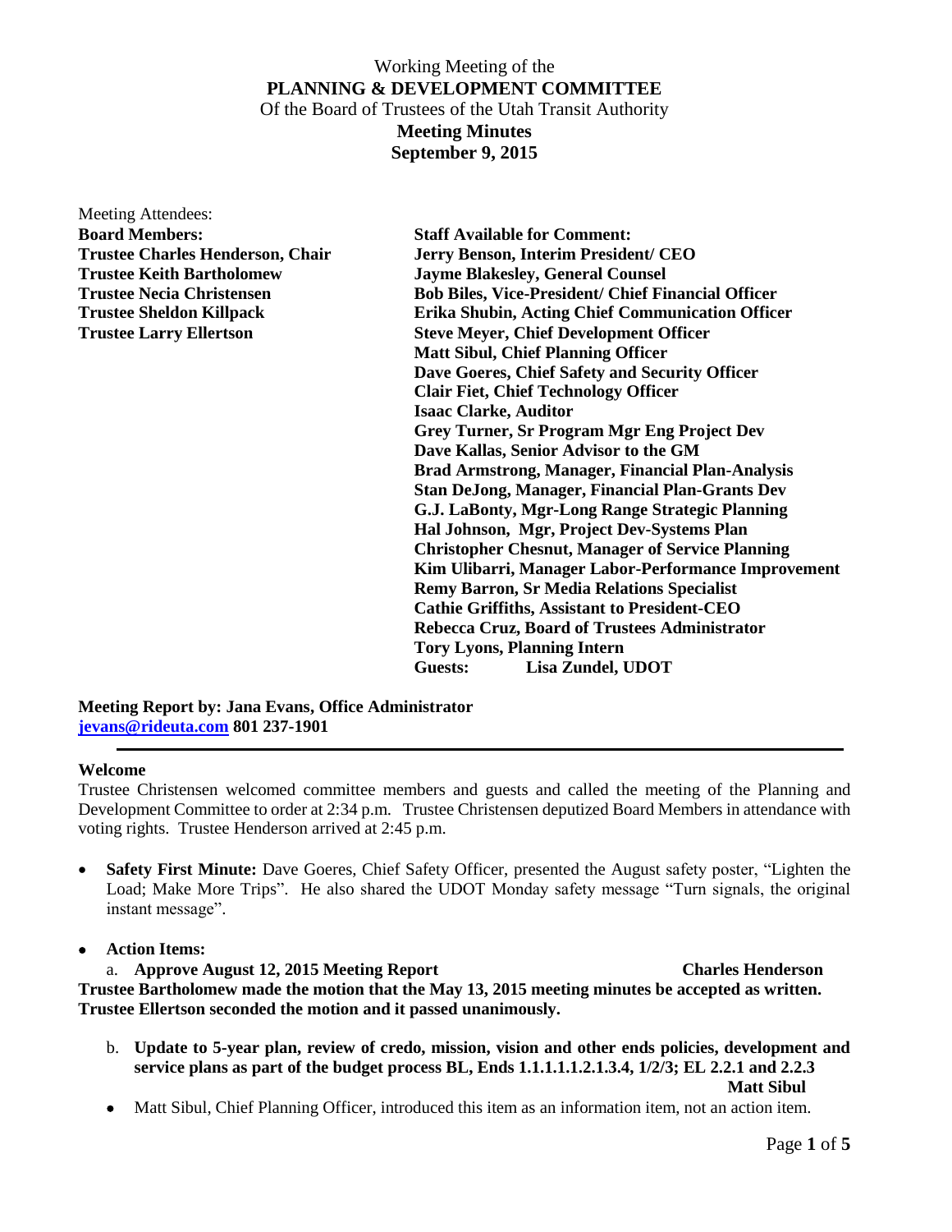Working Meeting of the

**PLANNING & DEVELOPMENT COMMITTEE**

Of the Board of Trustees of the Utah Transit Authority

**Meeting Minutes**

**September 9, 2015**

Meeting Attendees:

| **Board Members:** | **Staff Available for Comment:** |
|---|---|
| **Trustee Charles Henderson, Chair** | **Jerry Benson, Interim President/ CEO** |
| **Trustee Keith Bartholomew** | **Jayme Blakesley, General Counsel** |
| **Trustee Necia Christensen** | **Bob Biles, Vice-President/ Chief Financial Officer** |
| **Trustee Sheldon Killpack** | **Erika Shubin, Acting Chief Communication Officer** |
| **Trustee Larry Ellertson** | **Steve Meyer, Chief Development Officer** |
| | **Matt Sibul, Chief Planning Officer** |
| | **Dave Goeres, Chief Safety and Security Officer** |
| | **Clair Fiet, Chief Technology Officer** |
| | **Isaac Clarke, Auditor** |
| | **Grey Turner, Sr Program Mgr Eng Project Dev** |
| | **Dave Kallas, Senior Advisor to the GM** |
| | **Brad Armstrong, Manager, Financial Plan-Analysis** |
| | **Stan DeJong, Manager, Financial Plan-Grants Dev** |
| | **G.J. LaBonty, Mgr-Long Range Strategic Planning** |
| | **Hal Johnson, Mgr, Project Dev-Systems Plan** |
| | **Christopher Chesnut, Manager of Service Planning** |
| | **Kim Ulibarri, Manager Labor-Performance Improvement** |
| | **Remy Barron, Sr Media Relations Specialist** |
| | **Cathie Griffiths, Assistant to President-CEO** |
| | **Rebecca Cruz, Board of Trustees Administrator** |
| | **Tory Lyons, Planning Intern** |
| | **Guests: Lisa Zundel, UDOT** |

**Meeting Report by: Jana Evans, Office Administrator**
**[jevans@rideuta.com](mailto:jevans@rideuta.com) 801 237-1901**

---

**Welcome**

Trustee Christensen welcomed committee members and guests and called the meeting of the Planning and Development Committee to order at 2:34 p.m. Trustee Christensen deputized Board Members in attendance with voting rights. Trustee Henderson arrived at 2:45 p.m.

- **Safety First Minute:** Dave Goeres, Chief Safety Officer, presented the August safety poster, "Lighten the Load; Make More Trips". He also shared the UDOT Monday safety message "Turn signals, the original instant message".

- **Action Items:**

  a. **Approve August 12, 2015 Meeting Report** **Charles Henderson**

**Trustee Bartholomew made the motion that the May 13, 2015 meeting minutes be accepted as written. Trustee Ellertson seconded the motion and it passed unanimously.**

  b. **Update to 5-year plan, review of credo, mission, vision and other ends policies, development and service plans as part of the budget process BL, Ends 1.1.1.1.1.2.1.3.4, 1/2/3; EL 2.2.1 and 2.2.3** **Matt Sibul**

- Matt Sibul, Chief Planning Officer, introduced this item as an information item, not an action item.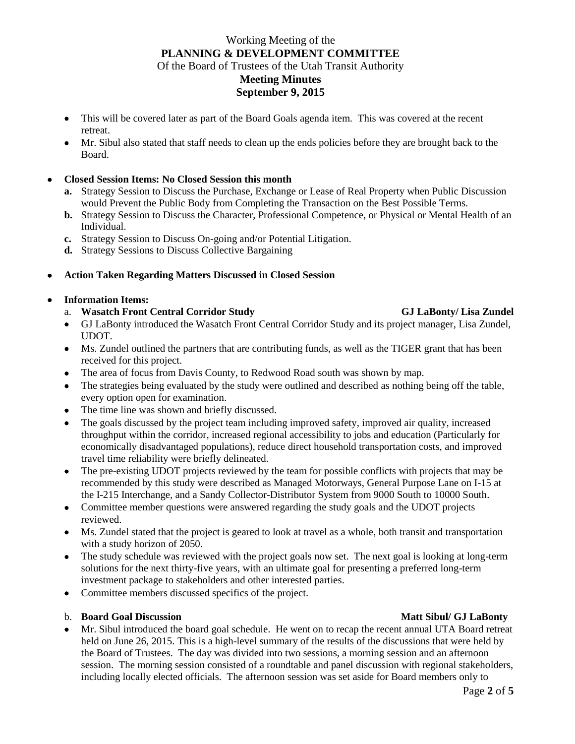Working Meeting of the
**PLANNING & DEVELOPMENT COMMITTEE**
Of the Board of Trustees of the Utah Transit Authority
**Meeting Minutes**
**September 9, 2015**

- This will be covered later as part of the Board Goals agenda item. This was covered at the recent retreat.
- Mr. Sibul also stated that staff needs to clean up the ends policies before they are brought back to the Board.

- **Closed Session Items: No Closed Session this month**
  - **a.** Strategy Session to Discuss the Purchase, Exchange or Lease of Real Property when Public Discussion would Prevent the Public Body from Completing the Transaction on the Best Possible Terms.
  - **b.** Strategy Session to Discuss the Character, Professional Competence, or Physical or Mental Health of an Individual.
  - **c.** Strategy Session to Discuss On-going and/or Potential Litigation.
  - **d.** Strategy Sessions to Discuss Collective Bargaining

- **Action Taken Regarding Matters Discussed in Closed Session**

- **Information Items:**
  - a. **Wasatch Front Central Corridor Study** — **GJ LaBonty/ Lisa Zundel**
  - GJ LaBonty introduced the Wasatch Front Central Corridor Study and its project manager, Lisa Zundel, UDOT.
  - Ms. Zundel outlined the partners that are contributing funds, as well as the TIGER grant that has been received for this project.
  - The area of focus from Davis County, to Redwood Road south was shown by map.
  - The strategies being evaluated by the study were outlined and described as nothing being off the table, every option open for examination.
  - The time line was shown and briefly discussed.
  - The goals discussed by the project team including improved safety, improved air quality, increased throughput within the corridor, increased regional accessibility to jobs and education (Particularly for economically disadvantaged populations), reduce direct household transportation costs, and improved travel time reliability were briefly delineated.
  - The pre-existing UDOT projects reviewed by the team for possible conflicts with projects that may be recommended by this study were described as Managed Motorways, General Purpose Lane on I-15 at the I-215 Interchange, and a Sandy Collector-Distributor System from 9000 South to 10000 South.
  - Committee member questions were answered regarding the study goals and the UDOT projects reviewed.
  - Ms. Zundel stated that the project is geared to look at travel as a whole, both transit and transportation with a study horizon of 2050.
  - The study schedule was reviewed with the project goals now set. The next goal is looking at long-term solutions for the next thirty-five years, with an ultimate goal for presenting a preferred long-term investment package to stakeholders and other interested parties.
  - Committee members discussed specifics of the project.

  - b. **Board Goal Discussion** — **Matt Sibul/ GJ LaBonty**
  - Mr. Sibul introduced the board goal schedule. He went on to recap the recent annual UTA Board retreat held on June 26, 2015. This is a high-level summary of the results of the discussions that were held by the Board of Trustees. The day was divided into two sessions, a morning session and an afternoon session. The morning session consisted of a roundtable and panel discussion with regional stakeholders, including locally elected officials. The afternoon session was set aside for Board members only to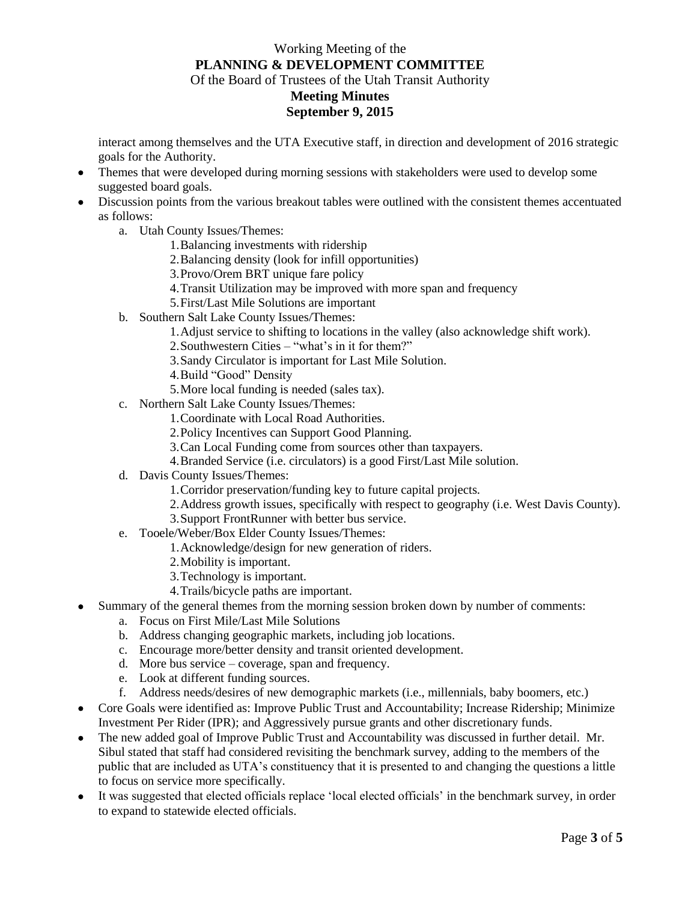interact among themselves and the UTA Executive staff, in direction and development of 2016 strategic goals for the Authority.

- Themes that were developed during morning sessions with stakeholders were used to develop some suggested board goals.
- Discussion points from the various breakout tables were outlined with the consistent themes accentuated as follows:
  a. Utah County Issues/Themes:
     1. Balancing investments with ridership
     2. Balancing density (look for infill opportunities)
     3. Provo/Orem BRT unique fare policy
     4. Transit Utilization may be improved with more span and frequency
     5. First/Last Mile Solutions are important
  b. Southern Salt Lake County Issues/Themes:
     1. Adjust service to shifting to locations in the valley (also acknowledge shift work).
     2. Southwestern Cities – "what's in it for them?"
     3. Sandy Circulator is important for Last Mile Solution.
     4. Build "Good" Density
     5. More local funding is needed (sales tax).
  c. Northern Salt Lake County Issues/Themes:
     1. Coordinate with Local Road Authorities.
     2. Policy Incentives can Support Good Planning.
     3. Can Local Funding come from sources other than taxpayers.
     4. Branded Service (i.e. circulators) is a good First/Last Mile solution.
  d. Davis County Issues/Themes:
     1. Corridor preservation/funding key to future capital projects.
     2. Address growth issues, specifically with respect to geography (i.e. West Davis County).
     3. Support FrontRunner with better bus service.
  e. Tooele/Weber/Box Elder County Issues/Themes:
     1. Acknowledge/design for new generation of riders.
     2. Mobility is important.
     3. Technology is important.
     4. Trails/bicycle paths are important.
- Summary of the general themes from the morning session broken down by number of comments:
  a. Focus on First Mile/Last Mile Solutions
  b. Address changing geographic markets, including job locations.
  c. Encourage more/better density and transit oriented development.
  d. More bus service – coverage, span and frequency.
  e. Look at different funding sources.
  f. Address needs/desires of new demographic markets (i.e., millennials, baby boomers, etc.)
- Core Goals were identified as: Improve Public Trust and Accountability; Increase Ridership; Minimize Investment Per Rider (IPR); and Aggressively pursue grants and other discretionary funds.
- The new added goal of Improve Public Trust and Accountability was discussed in further detail. Mr. Sibul stated that staff had considered revisiting the benchmark survey, adding to the members of the public that are included as UTA's constituency that it is presented to and changing the questions a little to focus on service more specifically.
- It was suggested that elected officials replace 'local elected officials' in the benchmark survey, in order to expand to statewide elected officials.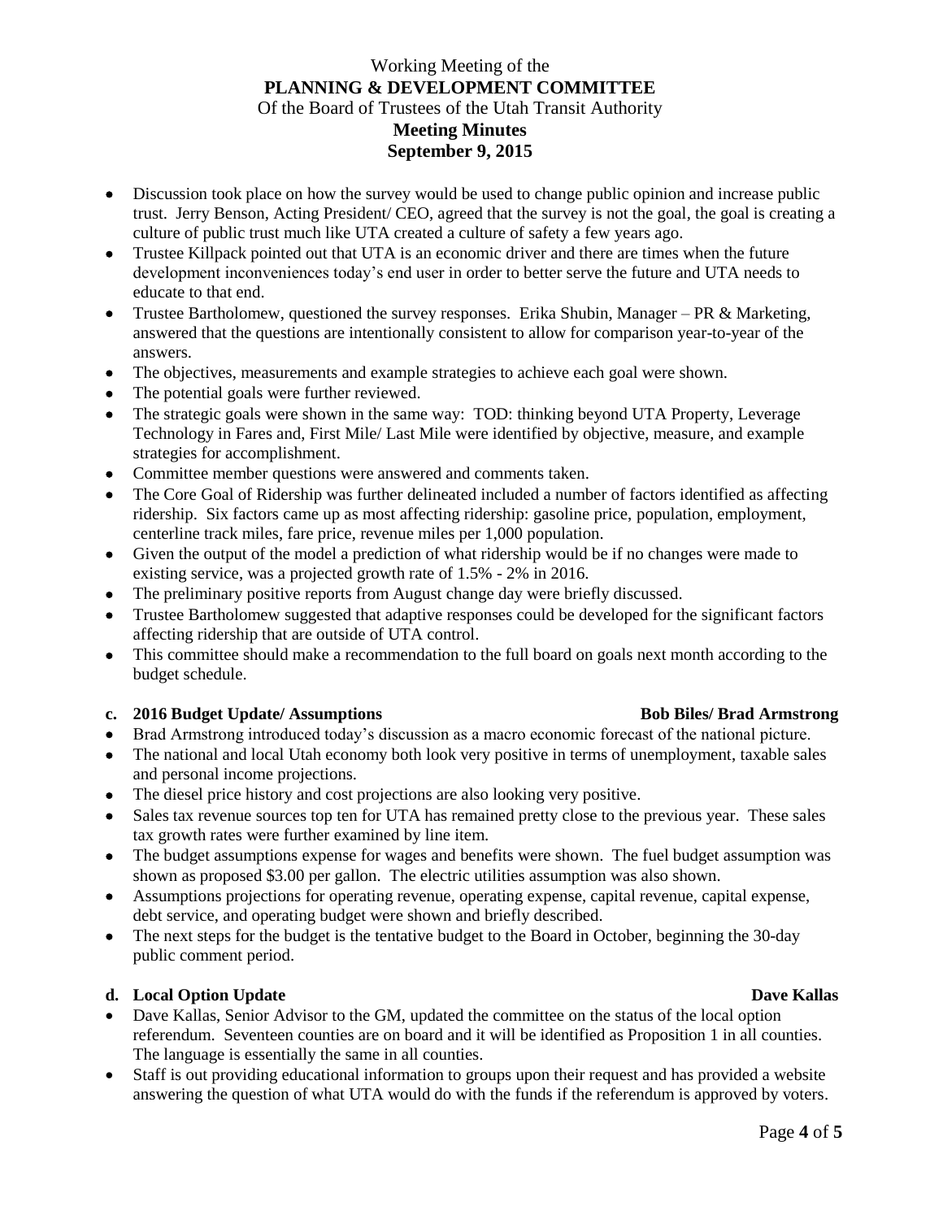Working Meeting of the
**PLANNING & DEVELOPMENT COMMITTEE**
Of the Board of Trustees of the Utah Transit Authority
**Meeting Minutes**
**September 9, 2015**

- Discussion took place on how the survey would be used to change public opinion and increase public trust. Jerry Benson, Acting President/ CEO, agreed that the survey is not the goal, the goal is creating a culture of public trust much like UTA created a culture of safety a few years ago.
- Trustee Killpack pointed out that UTA is an economic driver and there are times when the future development inconveniences today's end user in order to better serve the future and UTA needs to educate to that end.
- Trustee Bartholomew, questioned the survey responses. Erika Shubin, Manager – PR & Marketing, answered that the questions are intentionally consistent to allow for comparison year-to-year of the answers.
- The objectives, measurements and example strategies to achieve each goal were shown.
- The potential goals were further reviewed.
- The strategic goals were shown in the same way: TOD: thinking beyond UTA Property, Leverage Technology in Fares and, First Mile/ Last Mile were identified by objective, measure, and example strategies for accomplishment.
- Committee member questions were answered and comments taken.
- The Core Goal of Ridership was further delineated included a number of factors identified as affecting ridership. Six factors came up as most affecting ridership: gasoline price, population, employment, centerline track miles, fare price, revenue miles per 1,000 population.
- Given the output of the model a prediction of what ridership would be if no changes were made to existing service, was a projected growth rate of 1.5% - 2% in 2016.
- The preliminary positive reports from August change day were briefly discussed.
- Trustee Bartholomew suggested that adaptive responses could be developed for the significant factors affecting ridership that are outside of UTA control.
- This committee should make a recommendation to the full board on goals next month according to the budget schedule.

**c. 2016 Budget Update/ Assumptions** **Bob Biles/ Brad Armstrong**

- Brad Armstrong introduced today's discussion as a macro economic forecast of the national picture.
- The national and local Utah economy both look very positive in terms of unemployment, taxable sales and personal income projections.
- The diesel price history and cost projections are also looking very positive.
- Sales tax revenue sources top ten for UTA has remained pretty close to the previous year. These sales tax growth rates were further examined by line item.
- The budget assumptions expense for wages and benefits were shown. The fuel budget assumption was shown as proposed $3.00 per gallon. The electric utilities assumption was also shown.
- Assumptions projections for operating revenue, operating expense, capital revenue, capital expense, debt service, and operating budget were shown and briefly described.
- The next steps for the budget is the tentative budget to the Board in October, beginning the 30-day public comment period.

**d. Local Option Update** **Dave Kallas**

- Dave Kallas, Senior Advisor to the GM, updated the committee on the status of the local option referendum. Seventeen counties are on board and it will be identified as Proposition 1 in all counties. The language is essentially the same in all counties.
- Staff is out providing educational information to groups upon their request and has provided a website answering the question of what UTA would do with the funds if the referendum is approved by voters.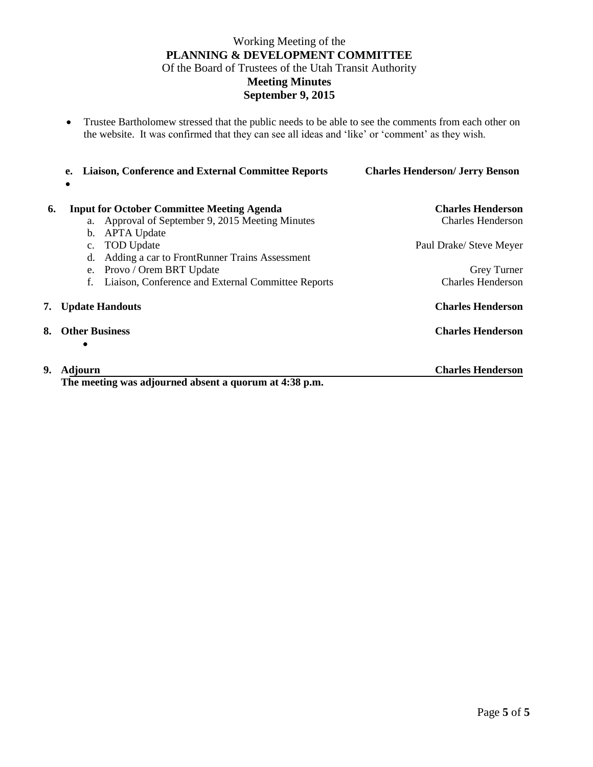Working Meeting of the

**PLANNING & DEVELOPMENT COMMITTEE**

Of the Board of Trustees of the Utah Transit Authority

**Meeting Minutes**

**September 9, 2015**

- Trustee Bartholomew stressed that the public needs to be able to see the comments from each other on the website. It was confirmed that they can see all ideas and 'like' or 'comment' as they wish.

**e. Liaison, Conference and External Committee Reports** — **Charles Henderson/ Jerry Benson**

- 

**6. Input for October Committee Meeting Agenda** — **Charles Henderson**

a. Approval of September 9, 2015 Meeting Minutes — Charles Henderson
b. APTA Update
c. TOD Update — Paul Drake/ Steve Meyer
d. Adding a car to FrontRunner Trains Assessment
e. Provo / Orem BRT Update — Grey Turner
f. Liaison, Conference and External Committee Reports — Charles Henderson

**7. Update Handouts** — **Charles Henderson**

**8. Other Business** — **Charles Henderson**

- 

**9. Adjourn** — **Charles Henderson**

**The meeting was adjourned absent a quorum at 4:38 p.m.**